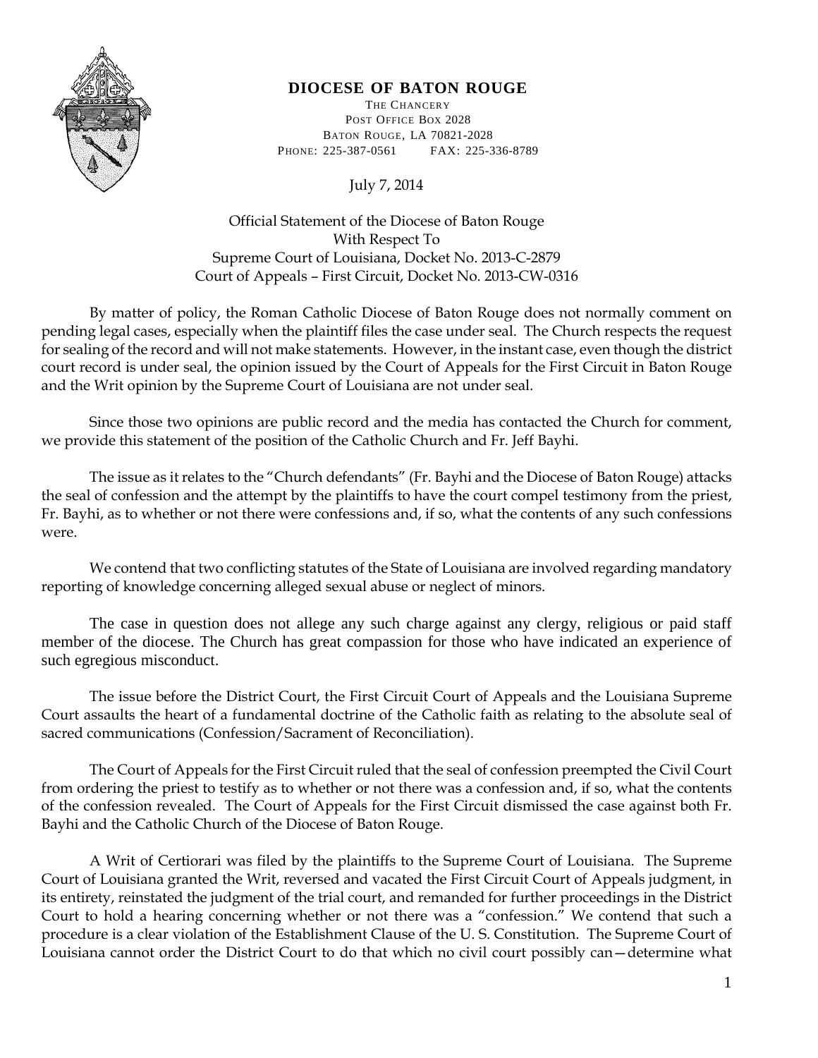**DIOCESE OF BATON ROUGE**

THE CHANCERY
POST OFFICE BOX 2028
BATON ROUGE, LA 70821-2028
PHONE: 225-387-0561 FAX: 225-336-8789

July 7, 2014

Official Statement of the Diocese of Baton Rouge
With Respect To
Supreme Court of Louisiana, Docket No. 2013-C-2879
Court of Appeals – First Circuit, Docket No. 2013-CW-0316

By matter of policy, the Roman Catholic Diocese of Baton Rouge does not normally comment on pending legal cases, especially when the plaintiff files the case under seal. The Church respects the request for sealing of the record and will not make statements. However, in the instant case, even though the district court record is under seal, the opinion issued by the Court of Appeals for the First Circuit in Baton Rouge and the Writ opinion by the Supreme Court of Louisiana are not under seal.

Since those two opinions are public record and the media has contacted the Church for comment, we provide this statement of the position of the Catholic Church and Fr. Jeff Bayhi.

The issue as it relates to the "Church defendants" (Fr. Bayhi and the Diocese of Baton Rouge) attacks the seal of confession and the attempt by the plaintiffs to have the court compel testimony from the priest, Fr. Bayhi, as to whether or not there were confessions and, if so, what the contents of any such confessions were.

We contend that two conflicting statutes of the State of Louisiana are involved regarding mandatory reporting of knowledge concerning alleged sexual abuse or neglect of minors.

The case in question does not allege any such charge against any clergy, religious or paid staff member of the diocese. The Church has great compassion for those who have indicated an experience of such egregious misconduct.

The issue before the District Court, the First Circuit Court of Appeals and the Louisiana Supreme Court assaults the heart of a fundamental doctrine of the Catholic faith as relating to the absolute seal of sacred communications (Confession/Sacrament of Reconciliation).

The Court of Appeals for the First Circuit ruled that the seal of confession preempted the Civil Court from ordering the priest to testify as to whether or not there was a confession and, if so, what the contents of the confession revealed. The Court of Appeals for the First Circuit dismissed the case against both Fr. Bayhi and the Catholic Church of the Diocese of Baton Rouge.

A Writ of Certiorari was filed by the plaintiffs to the Supreme Court of Louisiana. The Supreme Court of Louisiana granted the Writ, reversed and vacated the First Circuit Court of Appeals judgment, in its entirety, reinstated the judgment of the trial court, and remanded for further proceedings in the District Court to hold a hearing concerning whether or not there was a "confession." We contend that such a procedure is a clear violation of the Establishment Clause of the U. S. Constitution. The Supreme Court of Louisiana cannot order the District Court to do that which no civil court possibly can—determine what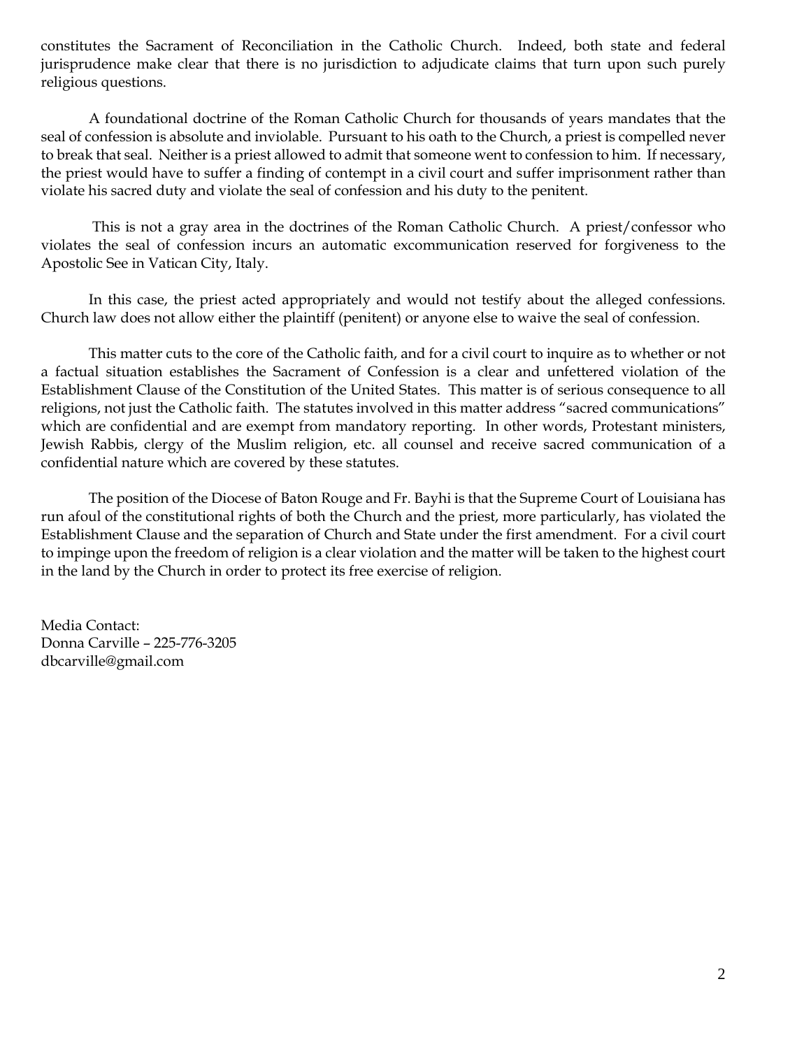constitutes the Sacrament of Reconciliation in the Catholic Church. Indeed, both state and federal jurisprudence make clear that there is no jurisdiction to adjudicate claims that turn upon such purely religious questions.

A foundational doctrine of the Roman Catholic Church for thousands of years mandates that the seal of confession is absolute and inviolable. Pursuant to his oath to the Church, a priest is compelled never to break that seal. Neither is a priest allowed to admit that someone went to confession to him. If necessary, the priest would have to suffer a finding of contempt in a civil court and suffer imprisonment rather than violate his sacred duty and violate the seal of confession and his duty to the penitent.

This is not a gray area in the doctrines of the Roman Catholic Church. A priest/confessor who violates the seal of confession incurs an automatic excommunication reserved for forgiveness to the Apostolic See in Vatican City, Italy.

In this case, the priest acted appropriately and would not testify about the alleged confessions. Church law does not allow either the plaintiff (penitent) or anyone else to waive the seal of confession.

This matter cuts to the core of the Catholic faith, and for a civil court to inquire as to whether or not a factual situation establishes the Sacrament of Confession is a clear and unfettered violation of the Establishment Clause of the Constitution of the United States. This matter is of serious consequence to all religions, not just the Catholic faith. The statutes involved in this matter address "sacred communications" which are confidential and are exempt from mandatory reporting. In other words, Protestant ministers, Jewish Rabbis, clergy of the Muslim religion, etc. all counsel and receive sacred communication of a confidential nature which are covered by these statutes.

The position of the Diocese of Baton Rouge and Fr. Bayhi is that the Supreme Court of Louisiana has run afoul of the constitutional rights of both the Church and the priest, more particularly, has violated the Establishment Clause and the separation of Church and State under the first amendment. For a civil court to impinge upon the freedom of religion is a clear violation and the matter will be taken to the highest court in the land by the Church in order to protect its free exercise of religion.

Media Contact:
Donna Carville – 225-776-3205
dbcarville@gmail.com